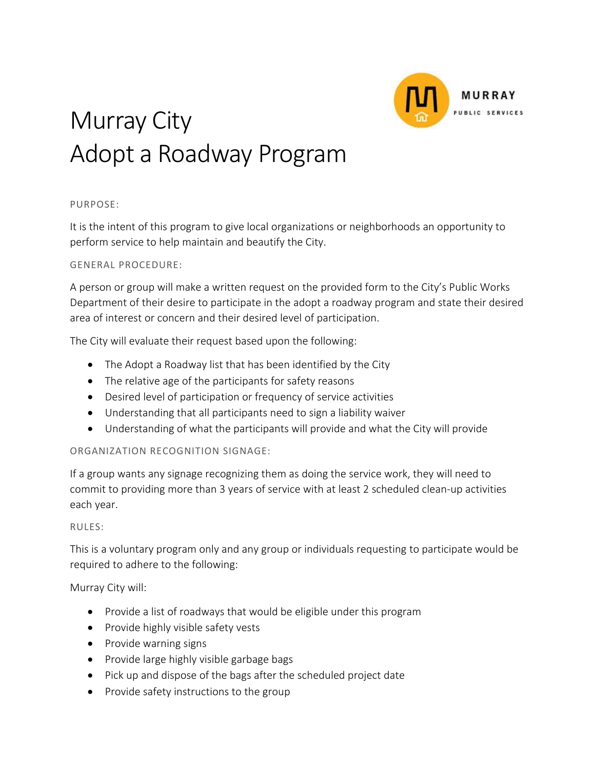# Murray City
# Adopt a Roadway Program

MURRAY PUBLIC SERVICES

### PURPOSE:

It is the intent of this program to give local organizations or neighborhoods an opportunity to perform service to help maintain and beautify the City.

### GENERAL PROCEDURE:

A person or group will make a written request on the provided form to the City's Public Works Department of their desire to participate in the adopt a roadway program and state their desired area of interest or concern and their desired level of participation.

The City will evaluate their request based upon the following:

- The Adopt a Roadway list that has been identified by the City
- The relative age of the participants for safety reasons
- Desired level of participation or frequency of service activities
- Understanding that all participants need to sign a liability waiver
- Understanding of what the participants will provide and what the City will provide

### ORGANIZATION RECOGNITION SIGNAGE:

If a group wants any signage recognizing them as doing the service work, they will need to commit to providing more than 3 years of service with at least 2 scheduled clean-up activities each year.

### RULES:

This is a voluntary program only and any group or individuals requesting to participate would be required to adhere to the following:

Murray City will:

- Provide a list of roadways that would be eligible under this program
- Provide highly visible safety vests
- Provide warning signs
- Provide large highly visible garbage bags
- Pick up and dispose of the bags after the scheduled project date
- Provide safety instructions to the group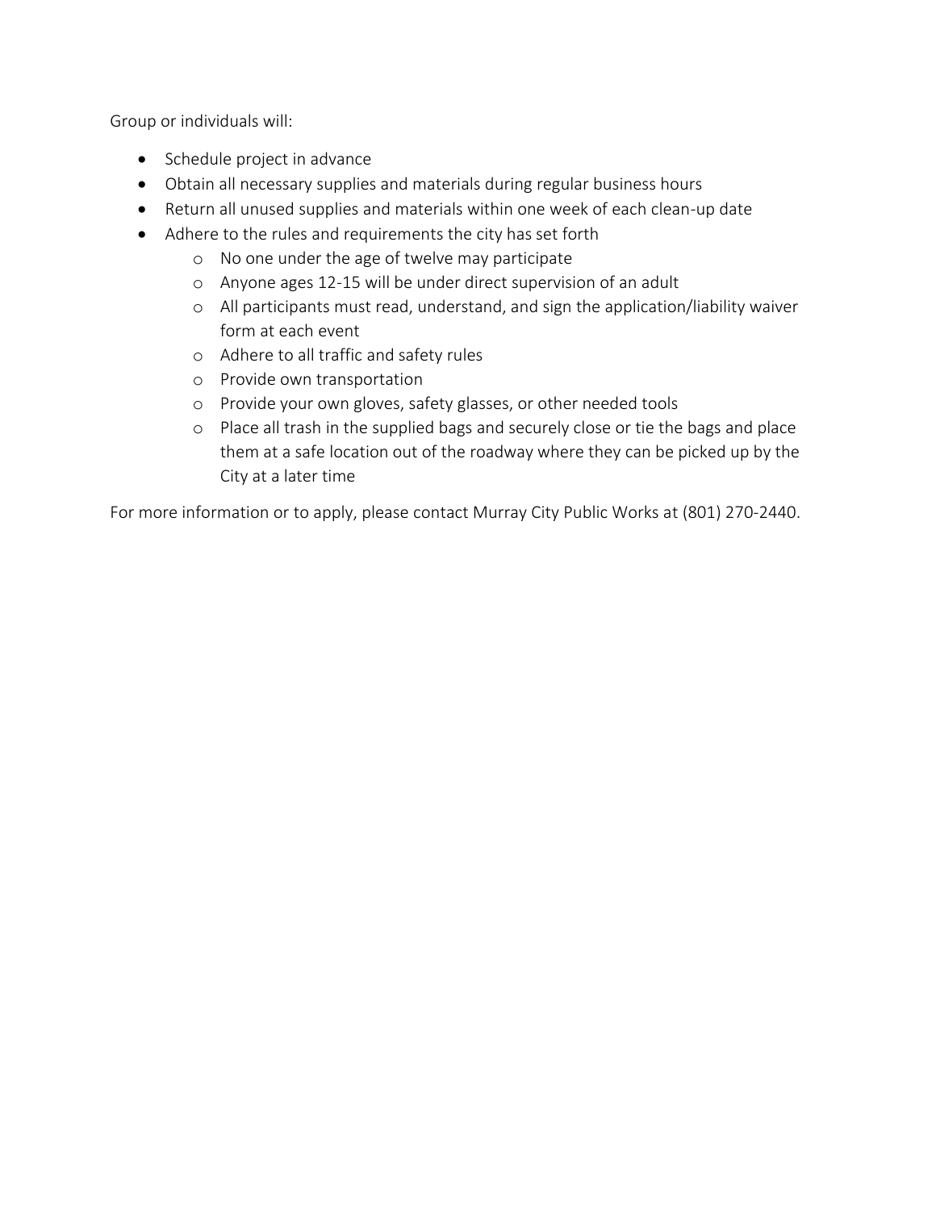Group or individuals will:

- Schedule project in advance
- Obtain all necessary supplies and materials during regular business hours
- Return all unused supplies and materials within one week of each clean-up date
- Adhere to the rules and requirements the city has set forth
    - No one under the age of twelve may participate
    - Anyone ages 12-15 will be under direct supervision of an adult
    - All participants must read, understand, and sign the application/liability waiver form at each event
    - Adhere to all traffic and safety rules
    - Provide own transportation
    - Provide your own gloves, safety glasses, or other needed tools
    - Place all trash in the supplied bags and securely close or tie the bags and place them at a safe location out of the roadway where they can be picked up by the City at a later time

For more information or to apply, please contact Murray City Public Works at (801) 270-2440.